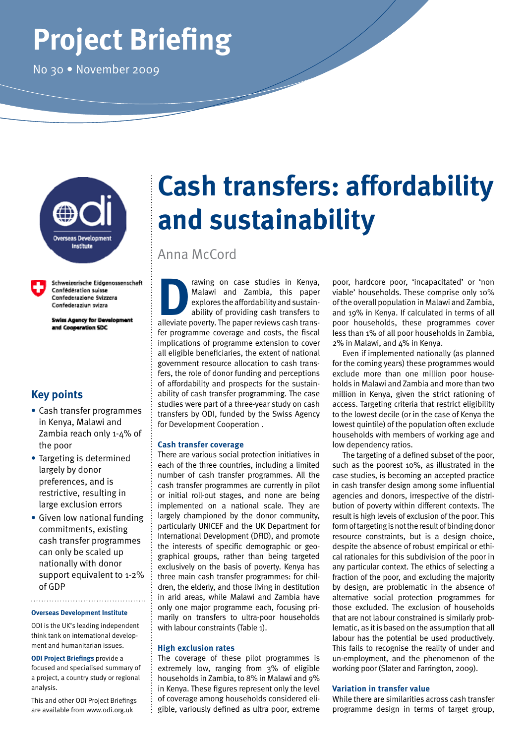# Project Briefing

No 30 • November 2009

# Cash transfers: affordability and sustainability

Anna McCord

## Key points

- Cash transfer programmes in Kenya, Malawi and Zambia reach only 1-4% of the poor
- Targeting is determined largely by donor preferences, and is restrictive, resulting in large exclusion errors
- Given low national funding commitments, existing cash transfer programmes can only be scaled up nationally with donor support equivalent to 1-2% of GDP

**Overseas Development Institute**

ODI is the UK's leading independent think tank on international development and humanitarian issues.

**ODI Project Briefings** provide a focused and specialised summary of a project, a country study or regional analysis.

This and other ODI Project Briefings are available from www.odi.org.uk

Drawing on case studies in Kenya, Malawi and Zambia, this paper explores the affordability and sustainability of providing cash transfers to alleviate poverty. The paper reviews cash transfer programme coverage and costs, the fiscal implications of programme extension to cover all eligible beneficiaries, the extent of national government resource allocation to cash transfers, the role of donor funding and perceptions of affordability and prospects for the sustainability of cash transfer programming. The case studies were part of a three-year study on cash transfers by ODI, funded by the Swiss Agency for Development Cooperation .

### Cash transfer coverage

There are various social protection initiatives in each of the three countries, including a limited number of cash transfer programmes. All the cash transfer programmes are currently in pilot or initial roll-out stages, and none are being implemented on a national scale. They are largely championed by the donor community, particularly UNICEF and the UK Department for International Development (DFID), and promote the interests of specific demographic or geographical groups, rather than being targeted exclusively on the basis of poverty. Kenya has three main cash transfer programmes: for children, the elderly, and those living in destitution in arid areas, while Malawi and Zambia have only one major programme each, focusing primarily on transfers to ultra-poor households with labour constraints (Table 1).

### High exclusion rates

The coverage of these pilot programmes is extremely low, ranging from 3% of eligible households in Zambia, to 8% in Malawi and 9% in Kenya. These figures represent only the level of coverage among households considered eligible, variously defined as ultra poor, extreme poor, hardcore poor, 'incapacitated' or 'non viable' households. These comprise only 10% of the overall population in Malawi and Zambia, and 19% in Kenya. If calculated in terms of all poor households, these programmes cover less than 1% of all poor households in Zambia, 2% in Malawi, and 4% in Kenya.

Even if implemented nationally (as planned for the coming years) these programmes would exclude more than one million poor households in Malawi and Zambia and more than two million in Kenya, given the strict rationing of access. Targeting criteria that restrict eligibility to the lowest decile (or in the case of Kenya the lowest quintile) of the population often exclude households with members of working age and low dependency ratios.

The targeting of a defined subset of the poor, such as the poorest 10%, as illustrated in the case studies, is becoming an accepted practice in cash transfer design among some influential agencies and donors, irrespective of the distribution of poverty within different contexts. The result is high levels of exclusion of the poor. This form of targeting is not the result of binding donor resource constraints, but is a design choice, despite the absence of robust empirical or ethical rationales for this subdivision of the poor in any particular context. The ethics of selecting a fraction of the poor, and excluding the majority by design, are problematic in the absence of alternative social protection programmes for those excluded. The exclusion of households that are not labour constrained is similarly problematic, as it is based on the assumption that all labour has the potential be used productively. This fails to recognise the reality of under and un-employment, and the phenomenon of the working poor (Slater and Farrington, 2009).

### Variation in transfer value

While there are similarities across cash transfer programme design in terms of target group,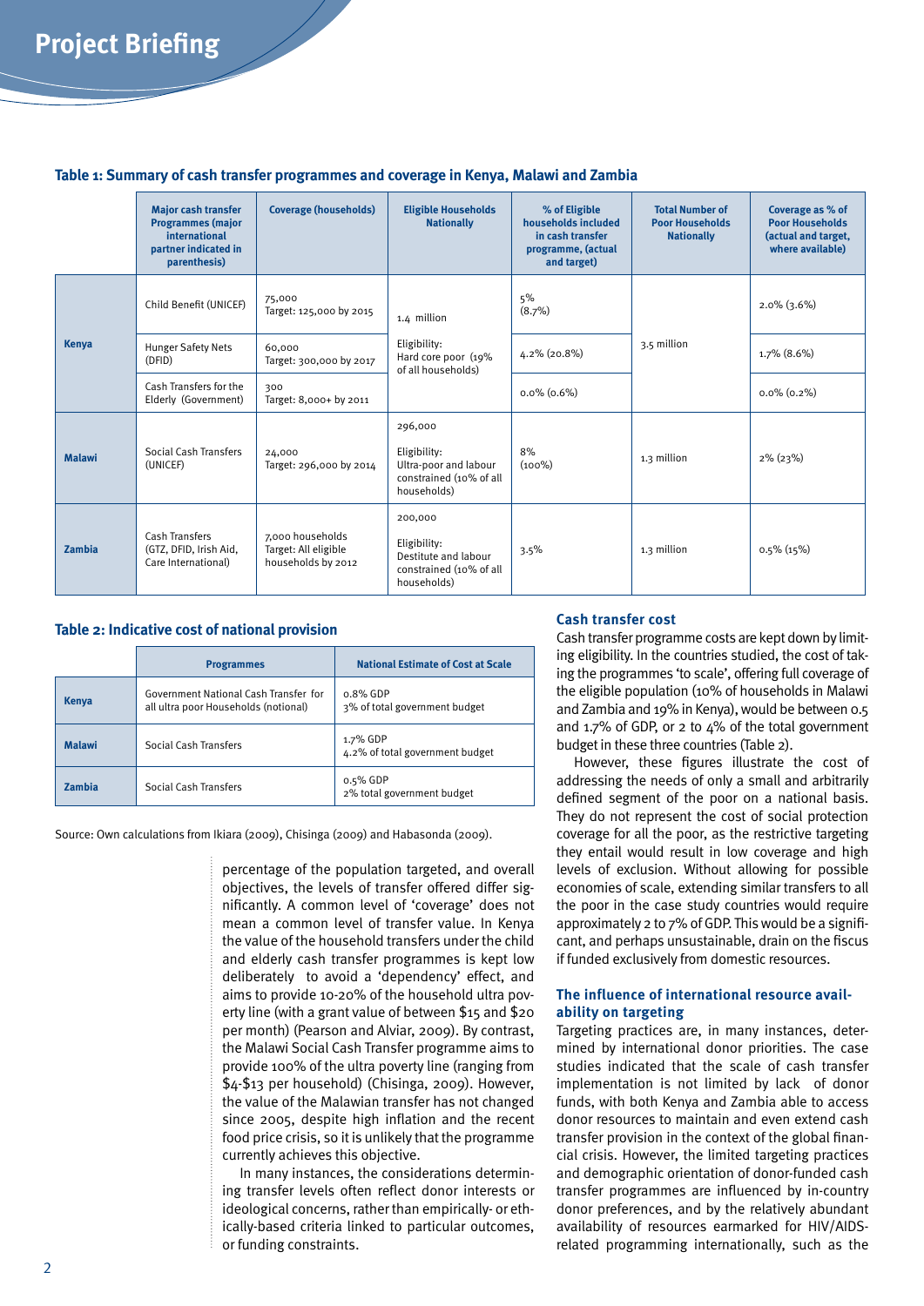**Table 1: Summary of cash transfer programmes and coverage in Kenya, Malawi and Zambia**

| | Major cash transfer Programmes (major international partner indicated in parenthesis) | Coverage (households) | Eligible Households Nationally | % of Eligible households included in cash transfer programme, (actual and target) | Total Number of Poor Households Nationally | Coverage as % of Poor Households (actual and target, where available) |
|---|---|---|---|---|---|---|
| Kenya | Child Benefit (UNICEF) | 75,000 Target: 125,000 by 2015 | 1.4 million Eligibility: Hard core poor (19% of all households) | 5% (8.7%) | 3.5 million | 2.0% (3.6%) |
| | Hunger Safety Nets (DFID) | 60,000 Target: 300,000 by 2017 | | 4.2% (20.8%) | | 1.7% (8.6%) |
| | Cash Transfers for the Elderly (Government) | 300 Target: 8,000+ by 2011 | | 0.0% (0.6%) | | 0.0% (0.2%) |
| Malawi | Social Cash Transfers (UNICEF) | 24,000 Target: 296,000 by 2014 | 296,000 Eligibility: Ultra-poor and labour constrained (10% of all households) | 8% (100%) | 1.3 million | 2% (23%) |
| Zambia | Cash Transfers (GTZ, DFID, Irish Aid, Care International) | 7,000 households Target: All eligible households by 2012 | 200,000 Eligibility: Destitute and labour constrained (10% of all households) | 3.5% | 1.3 million | 0.5% (15%) |

**Table 2: Indicative cost of national provision**

| | Programmes | National Estimate of Cost at Scale |
|---|---|---|
| Kenya | Government National Cash Transfer for all ultra poor Households (notional) | 0.8% GDP 3% of total government budget |
| Malawi | Social Cash Transfers | 1.7% GDP 4.2% of total government budget |
| Zambia | Social Cash Transfers | 0.5% GDP 2% total government budget |

Source: Own calculations from Ikiara (2009), Chisinga (2009) and Habasonda (2009).

percentage of the population targeted, and overall objectives, the levels of transfer offered differ significantly. A common level of 'coverage' does not mean a common level of transfer value. In Kenya the value of the household transfers under the child and elderly cash transfer programmes is kept low deliberately to avoid a 'dependency' effect, and aims to provide 10-20% of the household ultra poverty line (with a grant value of between $15 and $20 per month) (Pearson and Alviar, 2009). By contrast, the Malawi Social Cash Transfer programme aims to provide 100% of the ultra poverty line (ranging from $4-$13 per household) (Chisinga, 2009). However, the value of the Malawian transfer has not changed since 2005, despite high inflation and the recent food price crisis, so it is unlikely that the programme currently achieves this objective.

In many instances, the considerations determining transfer levels often reflect donor interests or ideological concerns, rather than empirically- or ethically-based criteria linked to particular outcomes, or funding constraints.

### Cash transfer cost

Cash transfer programme costs are kept down by limiting eligibility. In the countries studied, the cost of taking the programmes 'to scale', offering full coverage of the eligible population (10% of households in Malawi and Zambia and 19% in Kenya), would be between 0.5 and 1.7% of GDP, or 2 to 4% of the total government budget in these three countries (Table 2).

However, these figures illustrate the cost of addressing the needs of only a small and arbitrarily defined segment of the poor on a national basis. They do not represent the cost of social protection coverage for all the poor, as the restrictive targeting they entail would result in low coverage and high levels of exclusion. Without allowing for possible economies of scale, extending similar transfers to all the poor in the case study countries would require approximately 2 to 7% of GDP. This would be a significant, and perhaps unsustainable, drain on the fiscus if funded exclusively from domestic resources.

### The influence of international resource availability on targeting

Targeting practices are, in many instances, determined by international donor priorities. The case studies indicated that the scale of cash transfer implementation is not limited by lack of donor funds, with both Kenya and Zambia able to access donor resources to maintain and even extend cash transfer provision in the context of the global financial crisis. However, the limited targeting practices and demographic orientation of donor-funded cash transfer programmes are influenced by in-country donor preferences, and by the relatively abundant availability of resources earmarked for HIV/AIDS-related programming internationally, such as the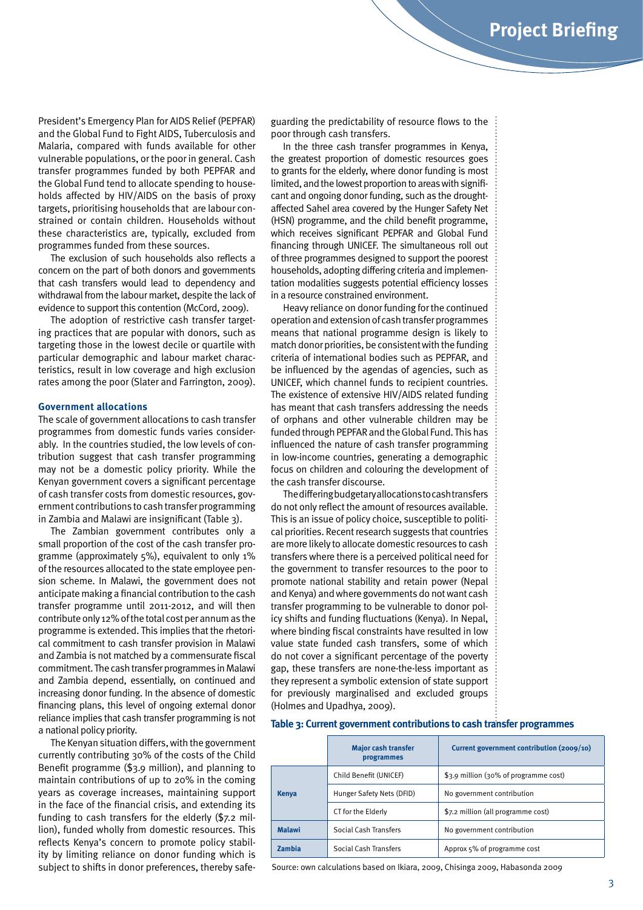President's Emergency Plan for AIDS Relief (PEPFAR) and the Global Fund to Fight AIDS, Tuberculosis and Malaria, compared with funds available for other vulnerable populations, or the poor in general. Cash transfer programmes funded by both PEPFAR and the Global Fund tend to allocate spending to households affected by HIV/AIDS on the basis of proxy targets, prioritising households that are labour constrained or contain children. Households without these characteristics are, typically, excluded from programmes funded from these sources.

The exclusion of such households also reflects a concern on the part of both donors and governments that cash transfers would lead to dependency and withdrawal from the labour market, despite the lack of evidence to support this contention (McCord, 2009).

The adoption of restrictive cash transfer targeting practices that are popular with donors, such as targeting those in the lowest decile or quartile with particular demographic and labour market characteristics, result in low coverage and high exclusion rates among the poor (Slater and Farrington, 2009).

### Government allocations

The scale of government allocations to cash transfer programmes from domestic funds varies considerably. In the countries studied, the low levels of contribution suggest that cash transfer programming may not be a domestic policy priority. While the Kenyan government covers a significant percentage of cash transfer costs from domestic resources, government contributions to cash transfer programming in Zambia and Malawi are insignificant (Table 3).

The Zambian government contributes only a small proportion of the cost of the cash transfer programme (approximately 5%), equivalent to only 1% of the resources allocated to the state employee pension scheme. In Malawi, the government does not anticipate making a financial contribution to the cash transfer programme until 2011-2012, and will then contribute only 12% of the total cost per annum as the programme is extended. This implies that the rhetorical commitment to cash transfer provision in Malawi and Zambia is not matched by a commensurate fiscal commitment. The cash transfer programmes in Malawi and Zambia depend, essentially, on continued and increasing donor funding. In the absence of domestic financing plans, this level of ongoing external donor reliance implies that cash transfer programming is not a national policy priority.

The Kenyan situation differs, with the government currently contributing 30% of the costs of the Child Benefit programme ($3.9 million), and planning to maintain contributions of up to 20% in the coming years as coverage increases, maintaining support in the face of the financial crisis, and extending its funding to cash transfers for the elderly ($7.2 million), funded wholly from domestic resources. This reflects Kenya's concern to promote policy stability by limiting reliance on donor funding which is subject to shifts in donor preferences, thereby safeguarding the predictability of resource flows to the poor through cash transfers.

In the three cash transfer programmes in Kenya, the greatest proportion of domestic resources goes to grants for the elderly, where donor funding is most limited, and the lowest proportion to areas with significant and ongoing donor funding, such as the drought-affected Sahel area covered by the Hunger Safety Net (HSN) programme, and the child benefit programme, which receives significant PEPFAR and Global Fund financing through UNICEF. The simultaneous roll out of three programmes designed to support the poorest households, adopting differing criteria and implementation modalities suggests potential efficiency losses in a resource constrained environment.

Heavy reliance on donor funding for the continued operation and extension of cash transfer programmes means that national programme design is likely to match donor priorities, be consistent with the funding criteria of international bodies such as PEPFAR, and be influenced by the agendas of agencies, such as UNICEF, which channel funds to recipient countries. The existence of extensive HIV/AIDS related funding has meant that cash transfers addressing the needs of orphans and other vulnerable children may be funded through PEPFAR and the Global Fund. This has influenced the nature of cash transfer programming in low-income countries, generating a demographic focus on children and colouring the development of the cash transfer discourse.

The differing budgetary allocations to cash transfers do not only reflect the amount of resources available. This is an issue of policy choice, susceptible to political priorities. Recent research suggests that countries are more likely to allocate domestic resources to cash transfers where there is a perceived political need for the government to transfer resources to the poor to promote national stability and retain power (Nepal and Kenya) and where governments do not want cash transfer programming to be vulnerable to donor policy shifts and funding fluctuations (Kenya). In Nepal, where binding fiscal constraints have resulted in low value state funded cash transfers, some of which do not cover a significant percentage of the poverty gap, these transfers are none-the-less important as they represent a symbolic extension of state support for previously marginalised and excluded groups (Holmes and Upadhya, 2009).

**Table 3: Current government contributions to cash transfer programmes**

| | Major cash transfer programmes | Current government contribution (2009/10) |
|---|---|---|
| **Kenya** | Child Benefit (UNICEF) | $3.9 million (30% of programme cost) |
| | Hunger Safety Nets (DFID) | No government contribution |
| | CT for the Elderly | $7.2 million (all programme cost) |
| **Malawi** | Social Cash Transfers | No government contribution |
| **Zambia** | Social Cash Transfers | Approx 5% of programme cost |

Source: own calculations based on Ikiara, 2009, Chisinga 2009, Habasonda 2009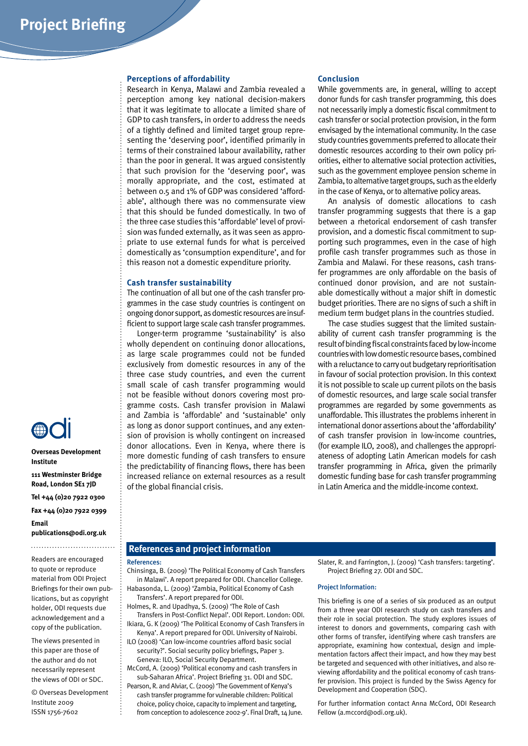# Project Briefing

## Perceptions of affordability

Research in Kenya, Malawi and Zambia revealed a perception among key national decision-makers that it was legitimate to allocate a limited share of GDP to cash transfers, in order to address the needs of a tightly defined and limited target group representing the 'deserving poor', identified primarily in terms of their constrained labour availability, rather than the poor in general. It was argued consistently that such provision for the 'deserving poor', was morally appropriate, and the cost, estimated at between 0.5 and 1% of GDP was considered 'affordable', although there was no commensurate view that this should be funded domestically. In two of the three case studies this 'affordable' level of provision was funded externally, as it was seen as appropriate to use external funds for what is perceived domestically as 'consumption expenditure', and for this reason not a domestic expenditure priority.

## Cash transfer sustainability

The continuation of all but one of the cash transfer programmes in the case study countries is contingent on ongoing donor support, as domestic resources are insufficient to support large scale cash transfer programmes.

Longer-term programme 'sustainability' is also wholly dependent on continuing donor allocations, as large scale programmes could not be funded exclusively from domestic resources in any of the three case study countries, and even the current small scale of cash transfer programming would not be feasible without donors covering most programme costs. Cash transfer provision in Malawi and Zambia is 'affordable' and 'sustainable' only as long as donor support continues, and any extension of provision is wholly contingent on increased donor allocations. Even in Kenya, where there is more domestic funding of cash transfers to ensure the predictability of financing flows, there has been increased reliance on external resources as a result of the global financial crisis.

## Conclusion

While governments are, in general, willing to accept donor funds for cash transfer programming, this does not necessarily imply a domestic fiscal commitment to cash transfer or social protection provision, in the form envisaged by the international community. In the case study countries governments preferred to allocate their domestic resources according to their own policy priorities, either to alternative social protection activities, such as the government employee pension scheme in Zambia, to alternative target groups, such as the elderly in the case of Kenya, or to alternative policy areas.

An analysis of domestic allocations to cash transfer programming suggests that there is a gap between a rhetorical endorsement of cash transfer provision, and a domestic fiscal commitment to supporting such programmes, even in the case of high profile cash transfer programmes such as those in Zambia and Malawi. For these reasons, cash transfer programmes are only affordable on the basis of continued donor provision, and are not sustainable domestically without a major shift in domestic budget priorities. There are no signs of such a shift in medium term budget plans in the countries studied.

The case studies suggest that the limited sustainability of current cash transfer programming is the result of binding fiscal constraints faced by low-income countries with low domestic resource bases, combined with a reluctance to carry out budgetary reprioritisation in favour of social protection provision. In this context it is not possible to scale up current pilots on the basis of domestic resources, and large scale social transfer programmes are regarded by some governments as unaffordable. This illustrates the problems inherent in international donor assertions about the 'affordability' of cash transfer provision in low-income countries, (for example ILO, 2008), and challenges the appropriateness of adopting Latin American models for cash transfer programming in Africa, given the primarily domestic funding base for cash transfer programming in Latin America and the middle-income context.

## References and project information

### References:

Chinsinga, B. (2009) 'The Political Economy of Cash Transfers in Malawi'. A report prepared for ODI. Chancellor College.

Habasonda, L. (2009) 'Zambia, Political Economy of Cash Transfers'. A report prepared for ODI.

Holmes, R. and Upadhya, S. (2009) 'The Role of Cash Transfers in Post-Conflict Nepal'. ODI Report. London: ODI.

Ikiara, G. K (2009) 'The Political Economy of Cash Transfers in Kenya'. A report prepared for ODI. University of Nairobi.

ILO (2008) 'Can low-income countries afford basic social security?'. Social security policy briefings, Paper 3. Geneva: ILO, Social Security Department.

McCord, A. (2009) 'Political economy and cash transfers in sub-Saharan Africa'. Project Briefing 31. ODI and SDC.

Pearson, R. and Alviar, C. (2009) 'The Government of Kenya's cash transfer programme for vulnerable children: Political choice, policy choice, capacity to implement and targeting, from conception to adolescence 2002-9'. Final Draft, 14 June.

Slater, R. and Farrington, J. (2009) 'Cash transfers: targeting'. Project Briefing 27. ODI and SDC.

### Project Information:

This briefing is one of a series of six produced as an output from a three year ODI research study on cash transfers and their role in social protection. The study explores issues of interest to donors and governments, comparing cash with other forms of transfer, identifying where cash transfers are appropriate, examining how contextual, design and implementation factors affect their impact, and how they may best be targeted and sequenced with other initiatives, and also reviewing affordability and the political economy of cash transfer provision. This project is funded by the Swiss Agency for Development and Cooperation (SDC).

For further information contact Anna McCord, ODI Research Fellow (a.mccord@odi.org.uk).

---

odi

**Overseas Development Institute**

**111 Westminster Bridge Road, London SE1 7JD**

**Tel +44 (0)20 7922 0300**

**Fax +44 (0)20 7922 0399**

**Email publications@odi.org.uk**

Readers are encouraged to quote or reproduce material from ODI Project Briefings for their own publications, but as copyright holder, ODI requests due acknowledgement and a copy of the publication.

The views presented in this paper are those of the author and do not necessarily represent the views of ODI or SDC.

© Overseas Development Institute 2009
ISSN 1756-7602